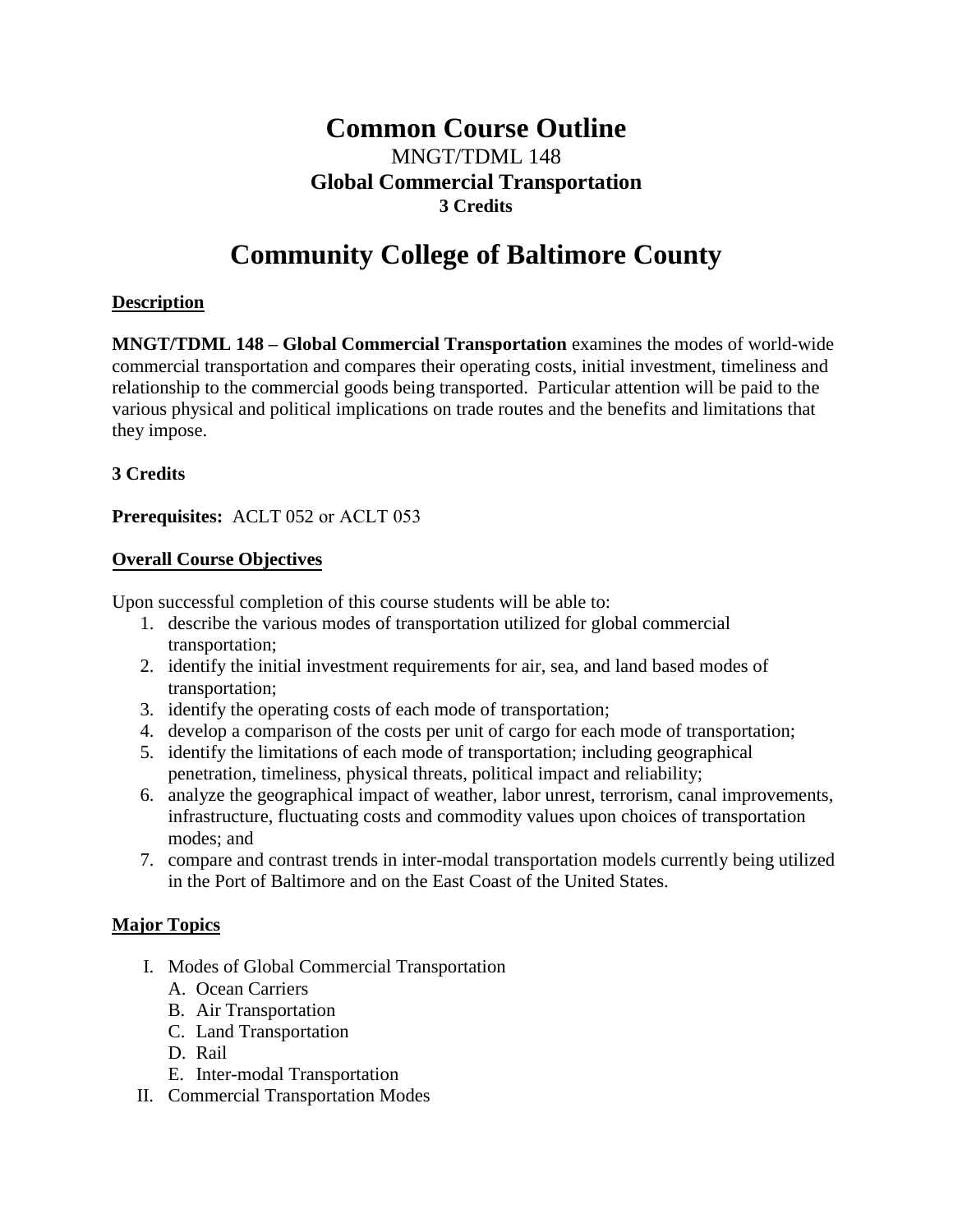# Common Course Outline

MNGT/TDML 148

**Global Commercial Transportation**

**3 Credits**

# Community College of Baltimore County

## Description

**MNGT/TDML 148 – Global Commercial Transportation** examines the modes of world-wide commercial transportation and compares their operating costs, initial investment, timeliness and relationship to the commercial goods being transported. Particular attention will be paid to the various physical and political implications on trade routes and the benefits and limitations that they impose.

**3 Credits**

**Prerequisites:** ACLT 052 or ACLT 053

## Overall Course Objectives

Upon successful completion of this course students will be able to:

1. describe the various modes of transportation utilized for global commercial transportation;
2. identify the initial investment requirements for air, sea, and land based modes of transportation;
3. identify the operating costs of each mode of transportation;
4. develop a comparison of the costs per unit of cargo for each mode of transportation;
5. identify the limitations of each mode of transportation; including geographical penetration, timeliness, physical threats, political impact and reliability;
6. analyze the geographical impact of weather, labor unrest, terrorism, canal improvements, infrastructure, fluctuating costs and commodity values upon choices of transportation modes; and
7. compare and contrast trends in inter-modal transportation models currently being utilized in the Port of Baltimore and on the East Coast of the United States.

## Major Topics

I. Modes of Global Commercial Transportation
   - A. Ocean Carriers
   - B. Air Transportation
   - C. Land Transportation
   - D. Rail
   - E. Inter-modal Transportation

II. Commercial Transportation Modes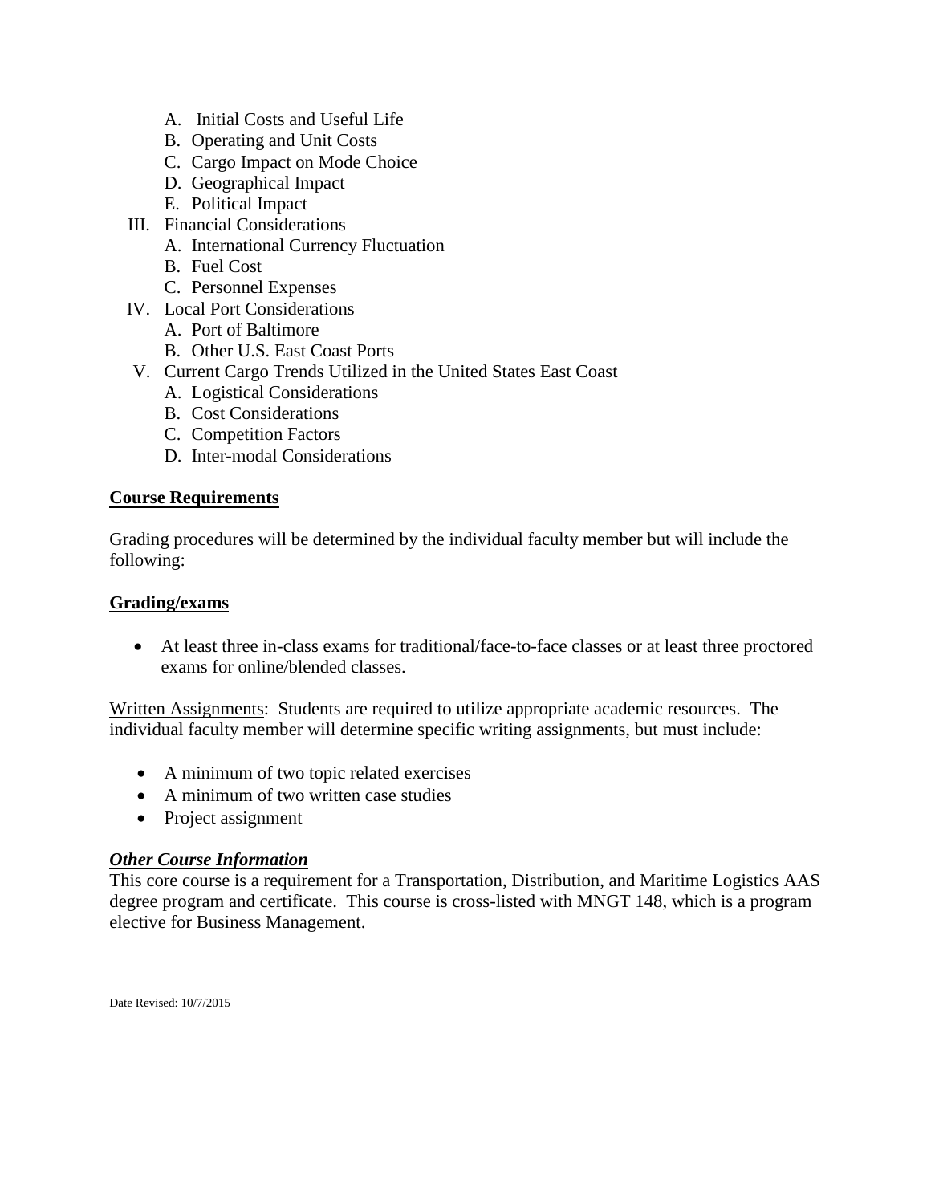A. Initial Costs and Useful Life
   B. Operating and Unit Costs
   C. Cargo Impact on Mode Choice
   D. Geographical Impact
   E. Political Impact

III. Financial Considerations
   A. International Currency Fluctuation
   B. Fuel Cost
   C. Personnel Expenses

IV. Local Port Considerations
   A. Port of Baltimore
   B. Other U.S. East Coast Ports

V. Current Cargo Trends Utilized in the United States East Coast
   A. Logistical Considerations
   B. Cost Considerations
   C. Competition Factors
   D. Inter-modal Considerations

## Course Requirements

Grading procedures will be determined by the individual faculty member but will include the following:

## Grading/exams

- At least three in-class exams for traditional/face-to-face classes or at least three proctored exams for online/blended classes.

Written Assignments: Students are required to utilize appropriate academic resources. The individual faculty member will determine specific writing assignments, but must include:

- A minimum of two topic related exercises
- A minimum of two written case studies
- Project assignment

## *Other Course Information*

This core course is a requirement for a Transportation, Distribution, and Maritime Logistics AAS degree program and certificate. This course is cross-listed with MNGT 148, which is a program elective for Business Management.

Date Revised: 10/7/2015